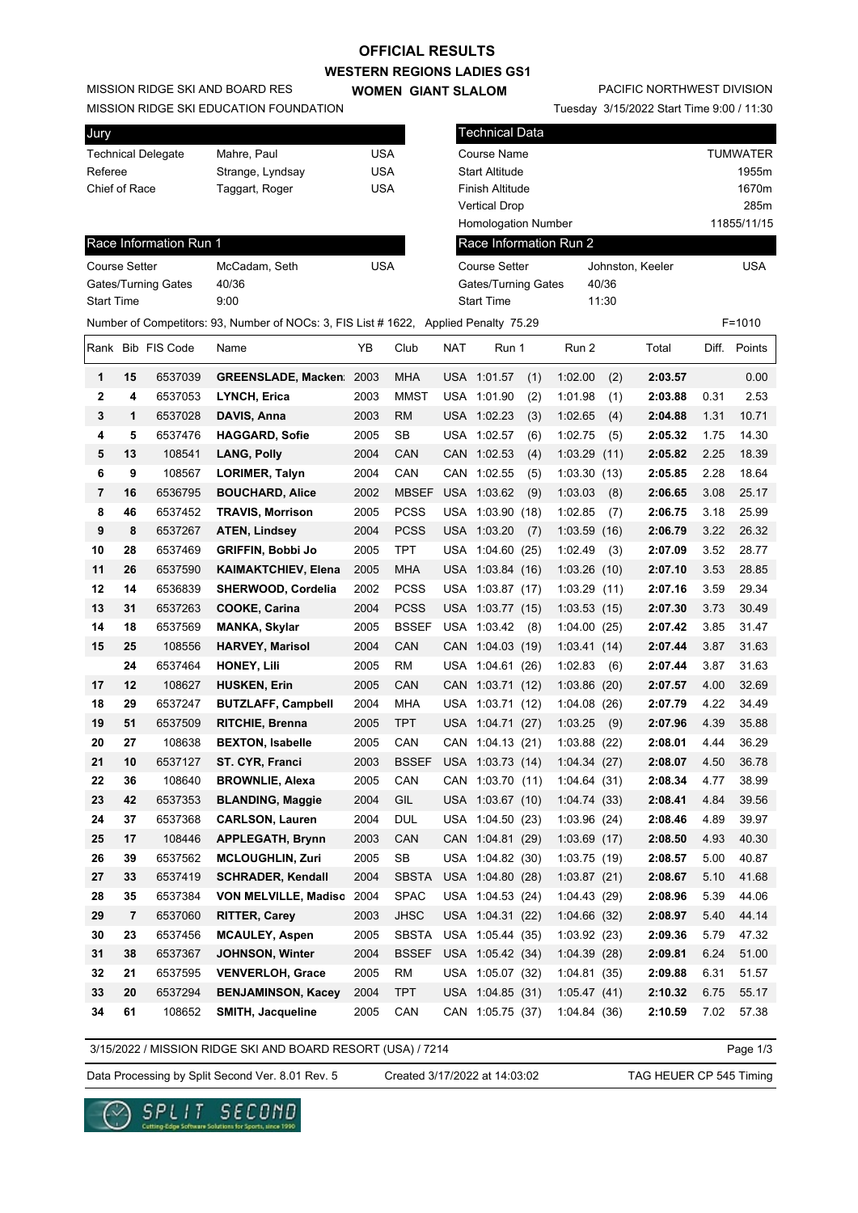# OFFICIAL RESULTS

## WESTERN REGIONS LADIES GS1

## WOMEN GIANT SLALOM

MISSION RIDGE SKI AND BOARD RES

MISSION RIDGE SKI EDUCATION FOUNDATION

PACIFIC NORTHWEST DIVISION

Tuesday 3/15/2022 Start Time 9:00 / 11:30

| Jury | | |
|---|---|---|
| Technical Delegate | Mahre, Paul | USA |
| Referee | Strange, Lyndsay | USA |
| Chief of Race | Taggart, Roger | USA |

| Technical Data | |
|---|---|
| Course Name | TUMWATER |
| Start Altitude | 1955m |
| Finish Altitude | 1670m |
| Vertical Drop | 285m |
| Homologation Number | 11855/11/15 |

| Race Information Run 1 | | |
|---|---|---|
| Course Setter | McCadam, Seth | USA |
| Gates/Turning Gates | 40/36 | |
| Start Time | 9:00 | |

| Race Information Run 2 | | |
|---|---|---|
| Course Setter | Johnston, Keeler | USA |
| Gates/Turning Gates | 40/36 | |
| Start Time | 11:30 | |

Number of Competitors: 93, Number of NOCs: 3, FIS List # 1622, Applied Penalty 75.29 F=1010

| Rank | Bib | FIS Code | Name | YB | Club | NAT | Run 1 | Run 2 | Total | Diff. | Points |
|---|---|---|---|---|---|---|---|---|---|---|---|
| 1 | 15 | 6537039 | GREENSLADE, Macken | 2003 | MHA | USA | 1:01.57 (1) | 1:02.00 (2) | 2:03.57 | | 0.00 |
| 2 | 4 | 6537053 | LYNCH, Erica | 2003 | MMST | USA | 1:01.90 (2) | 1:01.98 (1) | 2:03.88 | 0.31 | 2.53 |
| 3 | 1 | 6537028 | DAVIS, Anna | 2003 | RM | USA | 1:02.23 (3) | 1:02.65 (4) | 2:04.88 | 1.31 | 10.71 |
| 4 | 5 | 6537476 | HAGGARD, Sofie | 2005 | SB | USA | 1:02.57 (6) | 1:02.75 (5) | 2:05.32 | 1.75 | 14.30 |
| 5 | 13 | 108541 | LANG, Polly | 2004 | CAN | CAN | 1:02.53 (4) | 1:03.29 (11) | 2:05.82 | 2.25 | 18.39 |
| 6 | 9 | 108567 | LORIMER, Talyn | 2004 | CAN | CAN | 1:02.55 (5) | 1:03.30 (13) | 2:05.85 | 2.28 | 18.64 |
| 7 | 16 | 6536795 | BOUCHARD, Alice | 2002 | MBSEF | USA | 1:03.62 (9) | 1:03.03 (8) | 2:06.65 | 3.08 | 25.17 |
| 8 | 46 | 6537452 | TRAVIS, Morrison | 2005 | PCSS | USA | 1:03.90 (18) | 1:02.85 (7) | 2:06.75 | 3.18 | 25.99 |
| 9 | 8 | 6537267 | ATEN, Lindsey | 2004 | PCSS | USA | 1:03.20 (7) | 1:03.59 (16) | 2:06.79 | 3.22 | 26.32 |
| 10 | 28 | 6537469 | GRIFFIN, Bobbi Jo | 2005 | TPT | USA | 1:04.60 (25) | 1:02.49 (3) | 2:07.09 | 3.52 | 28.77 |
| 11 | 26 | 6537590 | KAIMAKTCHIEV, Elena | 2005 | MHA | USA | 1:03.84 (16) | 1:03.26 (10) | 2:07.10 | 3.53 | 28.85 |
| 12 | 14 | 6536839 | SHERWOOD, Cordelia | 2002 | PCSS | USA | 1:03.87 (17) | 1:03.29 (11) | 2:07.16 | 3.59 | 29.34 |
| 13 | 31 | 6537263 | COOKE, Carina | 2004 | PCSS | USA | 1:03.77 (15) | 1:03.53 (15) | 2:07.30 | 3.73 | 30.49 |
| 14 | 18 | 6537569 | MANKA, Skylar | 2005 | BSSEF | USA | 1:03.42 (8) | 1:04.00 (25) | 2:07.42 | 3.85 | 31.47 |
| 15 | 25 | 108556 | HARVEY, Marisol | 2004 | CAN | CAN | 1:04.03 (19) | 1:03.41 (14) | 2:07.44 | 3.87 | 31.63 |
| | 24 | 6537464 | HONEY, Lili | 2005 | RM | USA | 1:04.61 (26) | 1:02.83 (6) | 2:07.44 | 3.87 | 31.63 |
| 17 | 12 | 108627 | HUSKEN, Erin | 2005 | CAN | CAN | 1:03.71 (12) | 1:03.86 (20) | 2:07.57 | 4.00 | 32.69 |
| 18 | 29 | 6537247 | BUTZLAFF, Campbell | 2004 | MHA | USA | 1:03.71 (12) | 1:04.08 (26) | 2:07.79 | 4.22 | 34.49 |
| 19 | 51 | 6537509 | RITCHIE, Brenna | 2005 | TPT | USA | 1:04.71 (27) | 1:03.25 (9) | 2:07.96 | 4.39 | 35.88 |
| 20 | 27 | 108638 | BEXTON, Isabelle | 2005 | CAN | CAN | 1:04.13 (21) | 1:03.88 (22) | 2:08.01 | 4.44 | 36.29 |
| 21 | 10 | 6537127 | ST. CYR, Franci | 2003 | BSSEF | USA | 1:03.73 (14) | 1:04.34 (27) | 2:08.07 | 4.50 | 36.78 |
| 22 | 36 | 108640 | BROWNLIE, Alexa | 2005 | CAN | CAN | 1:03.70 (11) | 1:04.64 (31) | 2:08.34 | 4.77 | 38.99 |
| 23 | 42 | 6537353 | BLANDING, Maggie | 2004 | GIL | USA | 1:03.67 (10) | 1:04.74 (33) | 2:08.41 | 4.84 | 39.56 |
| 24 | 37 | 6537368 | CARLSON, Lauren | 2004 | DUL | USA | 1:04.50 (23) | 1:03.96 (24) | 2:08.46 | 4.89 | 39.97 |
| 25 | 17 | 108446 | APPLEGATH, Brynn | 2003 | CAN | CAN | 1:04.81 (29) | 1:03.69 (17) | 2:08.50 | 4.93 | 40.30 |
| 26 | 39 | 6537562 | MCLOUGHLIN, Zuri | 2005 | SB | USA | 1:04.82 (30) | 1:03.75 (19) | 2:08.57 | 5.00 | 40.87 |
| 27 | 33 | 6537419 | SCHRADER, Kendall | 2004 | SBSTA | USA | 1:04.80 (28) | 1:03.87 (21) | 2:08.67 | 5.10 | 41.68 |
| 28 | 35 | 6537384 | VON MELVILLE, Madiso | 2004 | SPAC | USA | 1:04.53 (24) | 1:04.43 (29) | 2:08.96 | 5.39 | 44.06 |
| 29 | 7 | 6537060 | RITTER, Carey | 2003 | JHSC | USA | 1:04.31 (22) | 1:04.66 (32) | 2:08.97 | 5.40 | 44.14 |
| 30 | 23 | 6537456 | MCAULEY, Aspen | 2005 | SBSTA | USA | 1:05.44 (35) | 1:03.92 (23) | 2:09.36 | 5.79 | 47.32 |
| 31 | 38 | 6537367 | JOHNSON, Winter | 2004 | BSSEF | USA | 1:05.42 (34) | 1:04.39 (28) | 2:09.81 | 6.24 | 51.00 |
| 32 | 21 | 6537595 | VENVERLOH, Grace | 2005 | RM | USA | 1:05.07 (32) | 1:04.81 (35) | 2:09.88 | 6.31 | 51.57 |
| 33 | 20 | 6537294 | BENJAMINSON, Kacey | 2004 | TPT | USA | 1:04.85 (31) | 1:05.47 (41) | 2:10.32 | 6.75 | 55.17 |
| 34 | 61 | 108652 | SMITH, Jacqueline | 2005 | CAN | CAN | 1:05.75 (37) | 1:04.84 (36) | 2:10.59 | 7.02 | 57.38 |

3/15/2022 / MISSION RIDGE SKI AND BOARD RESORT (USA) / 7214

Data Processing by Split Second Ver. 8.01 Rev. 5 Created 3/17/2022 at 14:03:02 TAG HEUER CP 545 Timing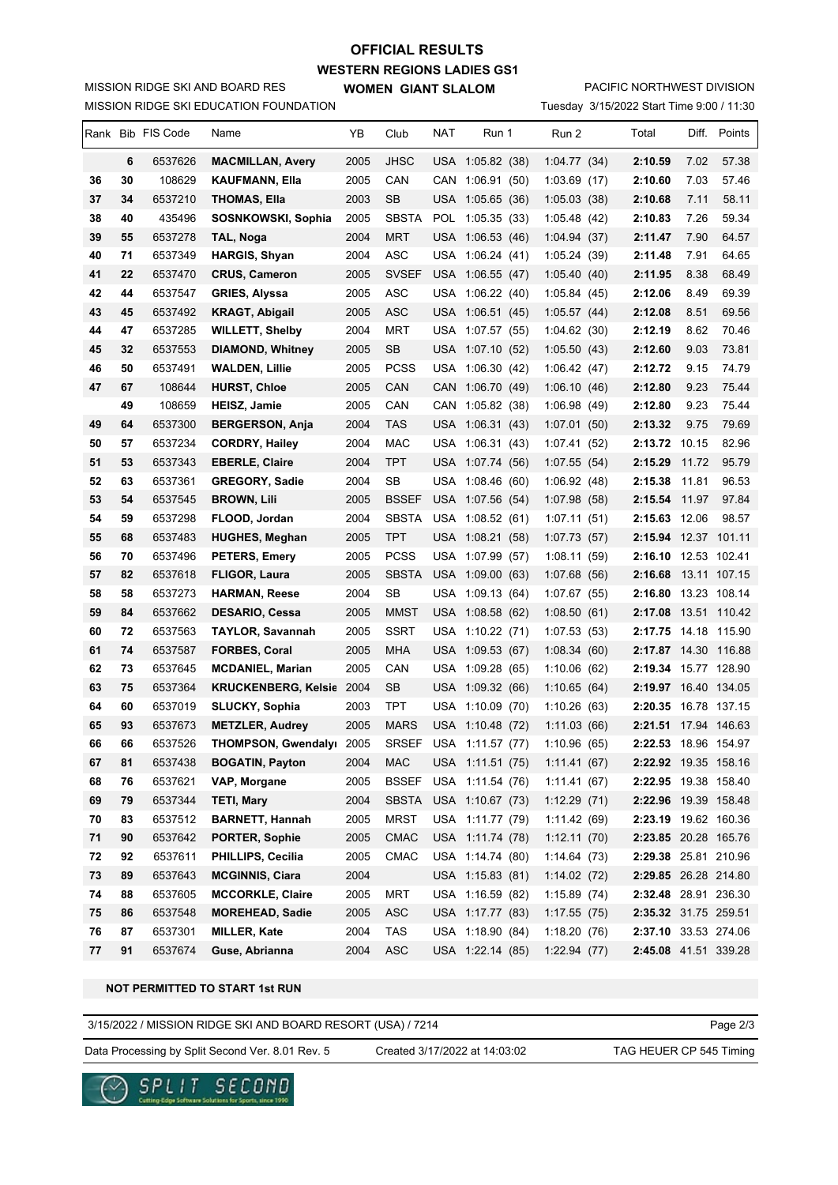# OFFICIAL RESULTS

## WESTERN REGIONS LADIES GS1

### WOMEN GIANT SLALOM

MISSION RIDGE SKI AND BOARD RES

MISSION RIDGE SKI EDUCATION FOUNDATION

PACIFIC NORTHWEST DIVISION

Tuesday 3/15/2022 Start Time 9:00 / 11:30

| Rank | Bib | FIS Code | Name | YB | Club | NAT | Run 1 | Run 2 | Total | Diff. | Points |
|---|---|---|---|---|---|---|---|---|---|---|---|
| | 6 | 6537626 | **MACMILLAN, Avery** | 2005 | JHSC | USA | 1:05.82 (38) | 1:04.77 (34) | **2:10.59** | 7.02 | 57.38 |
| 36 | 30 | 108629 | **KAUFMANN, Ella** | 2005 | CAN | CAN | 1:06.91 (50) | 1:03.69 (17) | **2:10.60** | 7.03 | 57.46 |
| 37 | 34 | 6537210 | **THOMAS, Ella** | 2003 | SB | USA | 1:05.65 (36) | 1:05.03 (38) | **2:10.68** | 7.11 | 58.11 |
| 38 | 40 | 435496 | **SOSNKOWSKI, Sophia** | 2005 | SBSTA | POL | 1:05.35 (33) | 1:05.48 (42) | **2:10.83** | 7.26 | 59.34 |
| 39 | 55 | 6537278 | **TAL, Noga** | 2004 | MRT | USA | 1:06.53 (46) | 1:04.94 (37) | **2:11.47** | 7.90 | 64.57 |
| 40 | 71 | 6537349 | **HARGIS, Shyan** | 2004 | ASC | USA | 1:06.24 (41) | 1:05.24 (39) | **2:11.48** | 7.91 | 64.65 |
| 41 | 22 | 6537470 | **CRUS, Cameron** | 2005 | SVSEF | USA | 1:06.55 (47) | 1:05.40 (40) | **2:11.95** | 8.38 | 68.49 |
| 42 | 44 | 6537547 | **GRIES, Alyssa** | 2005 | ASC | USA | 1:06.22 (40) | 1:05.84 (45) | **2:12.06** | 8.49 | 69.39 |
| 43 | 45 | 6537492 | **KRAGT, Abigail** | 2005 | ASC | USA | 1:06.51 (45) | 1:05.57 (44) | **2:12.08** | 8.51 | 69.56 |
| 44 | 47 | 6537285 | **WILLETT, Shelby** | 2004 | MRT | USA | 1:07.57 (55) | 1:04.62 (30) | **2:12.19** | 8.62 | 70.46 |
| 45 | 32 | 6537553 | **DIAMOND, Whitney** | 2005 | SB | USA | 1:07.10 (52) | 1:05.50 (43) | **2:12.60** | 9.03 | 73.81 |
| 46 | 50 | 6537491 | **WALDEN, Lillie** | 2005 | PCSS | USA | 1:06.30 (42) | 1:06.42 (47) | **2:12.72** | 9.15 | 74.79 |
| 47 | 67 | 108644 | **HURST, Chloe** | 2005 | CAN | CAN | 1:06.70 (49) | 1:06.10 (46) | **2:12.80** | 9.23 | 75.44 |
| | 49 | 108659 | **HEISZ, Jamie** | 2005 | CAN | CAN | 1:05.82 (38) | 1:06.98 (49) | **2:12.80** | 9.23 | 75.44 |
| 49 | 64 | 6537300 | **BERGERSON, Anja** | 2004 | TAS | USA | 1:06.31 (43) | 1:07.01 (50) | **2:13.32** | 9.75 | 79.69 |
| 50 | 57 | 6537234 | **CORDRY, Hailey** | 2004 | MAC | USA | 1:06.31 (43) | 1:07.41 (52) | **2:13.72** | 10.15 | 82.96 |
| 51 | 53 | 6537343 | **EBERLE, Claire** | 2004 | TPT | USA | 1:07.74 (56) | 1:07.55 (54) | **2:15.29** | 11.72 | 95.79 |
| 52 | 63 | 6537361 | **GREGORY, Sadie** | 2004 | SB | USA | 1:08.46 (60) | 1:06.92 (48) | **2:15.38** | 11.81 | 96.53 |
| 53 | 54 | 6537545 | **BROWN, Lili** | 2005 | BSSEF | USA | 1:07.56 (54) | 1:07.98 (58) | **2:15.54** | 11.97 | 97.84 |
| 54 | 59 | 6537298 | **FLOOD, Jordan** | 2004 | SBSTA | USA | 1:08.52 (61) | 1:07.11 (51) | **2:15.63** | 12.06 | 98.57 |
| 55 | 68 | 6537483 | **HUGHES, Meghan** | 2005 | TPT | USA | 1:08.21 (58) | 1:07.73 (57) | **2:15.94** | 12.37 | 101.11 |
| 56 | 70 | 6537496 | **PETERS, Emery** | 2005 | PCSS | USA | 1:07.99 (57) | 1:08.11 (59) | **2:16.10** | 12.53 | 102.41 |
| 57 | 82 | 6537618 | **FLIGOR, Laura** | 2005 | SBSTA | USA | 1:09.00 (63) | 1:07.68 (56) | **2:16.68** | 13.11 | 107.15 |
| 58 | 58 | 6537273 | **HARMAN, Reese** | 2004 | SB | USA | 1:09.13 (64) | 1:07.67 (55) | **2:16.80** | 13.23 | 108.14 |
| 59 | 84 | 6537662 | **DESARIO, Cessa** | 2005 | MMST | USA | 1:08.58 (62) | 1:08.50 (61) | **2:17.08** | 13.51 | 110.42 |
| 60 | 72 | 6537563 | **TAYLOR, Savannah** | 2005 | SSRT | USA | 1:10.22 (71) | 1:07.53 (53) | **2:17.75** | 14.18 | 115.90 |
| 61 | 74 | 6537587 | **FORBES, Coral** | 2005 | MHA | USA | 1:09.53 (67) | 1:08.34 (60) | **2:17.87** | 14.30 | 116.88 |
| 62 | 73 | 6537645 | **MCDANIEL, Marian** | 2005 | CAN | USA | 1:09.28 (65) | 1:10.06 (62) | **2:19.34** | 15.77 | 128.90 |
| 63 | 75 | 6537364 | **KRUCKENBERG, Kelsie** | 2004 | SB | USA | 1:09.32 (66) | 1:10.65 (64) | **2:19.97** | 16.40 | 134.05 |
| 64 | 60 | 6537019 | **SLUCKY, Sophia** | 2003 | TPT | USA | 1:10.09 (70) | 1:10.26 (63) | **2:20.35** | 16.78 | 137.15 |
| 65 | 93 | 6537673 | **METZLER, Audrey** | 2005 | MARS | USA | 1:10.48 (72) | 1:11.03 (66) | **2:21.51** | 17.94 | 146.63 |
| 66 | 66 | 6537526 | **THOMPSON, Gwendaly** | 2005 | SRSEF | USA | 1:11.57 (77) | 1:10.96 (65) | **2:22.53** | 18.96 | 154.97 |
| 67 | 81 | 6537438 | **BOGATIN, Payton** | 2004 | MAC | USA | 1:11.51 (75) | 1:11.41 (67) | **2:22.92** | 19.35 | 158.16 |
| 68 | 76 | 6537621 | **VAP, Morgane** | 2005 | BSSEF | USA | 1:11.54 (76) | 1:11.41 (67) | **2:22.95** | 19.38 | 158.40 |
| 69 | 79 | 6537344 | **TETI, Mary** | 2004 | SBSTA | USA | 1:10.67 (73) | 1:12.29 (71) | **2:22.96** | 19.39 | 158.48 |
| 70 | 83 | 6537512 | **BARNETT, Hannah** | 2005 | MRST | USA | 1:11.77 (79) | 1:11.42 (69) | **2:23.19** | 19.62 | 160.36 |
| 71 | 90 | 6537642 | **PORTER, Sophie** | 2005 | CMAC | USA | 1:11.74 (78) | 1:12.11 (70) | **2:23.85** | 20.28 | 165.76 |
| 72 | 92 | 6537611 | **PHILLIPS, Cecilia** | 2005 | CMAC | USA | 1:14.74 (80) | 1:14.64 (73) | **2:29.38** | 25.81 | 210.96 |
| 73 | 89 | 6537643 | **MCGINNIS, Ciara** | 2004 | | USA | 1:15.83 (81) | 1:14.02 (72) | **2:29.85** | 26.28 | 214.80 |
| 74 | 88 | 6537605 | **MCCORKLE, Claire** | 2005 | MRT | USA | 1:16.59 (82) | 1:15.89 (74) | **2:32.48** | 28.91 | 236.30 |
| 75 | 86 | 6537548 | **MOREHEAD, Sadie** | 2005 | ASC | USA | 1:17.77 (83) | 1:17.55 (75) | **2:35.32** | 31.75 | 259.51 |
| 76 | 87 | 6537301 | **MILLER, Kate** | 2004 | TAS | USA | 1:18.90 (84) | 1:18.20 (76) | **2:37.10** | 33.53 | 274.06 |
| 77 | 91 | 6537674 | **Guse, Abrianna** | 2004 | ASC | USA | 1:22.14 (85) | 1:22.94 (77) | **2:45.08** | 41.51 | 339.28 |

**NOT PERMITTED TO START 1st RUN**

3/15/2022 / MISSION RIDGE SKI AND BOARD RESORT (USA) / 7214

Data Processing by Split Second Ver. 8.01 Rev. 5 | Created 3/17/2022 at 14:03:02 | TAG HEUER CP 545 Timing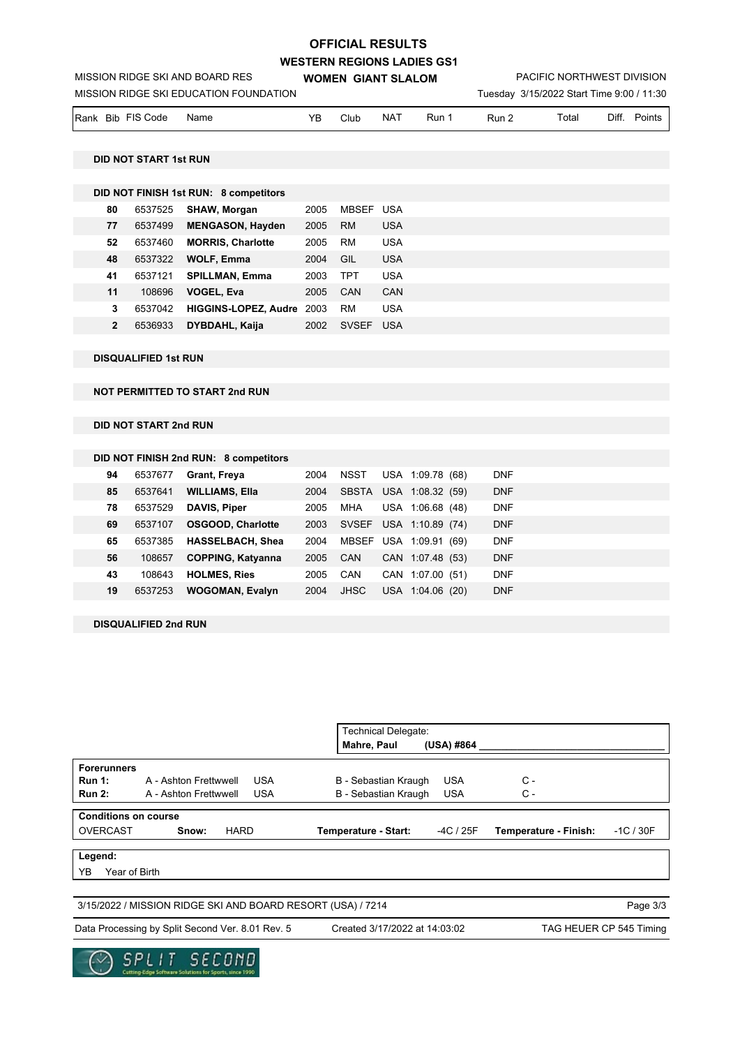# OFFICIAL RESULTS

## WESTERN REGIONS LADIES GS1

MISSION RIDGE SKI AND BOARD RES — **WOMEN GIANT SLALOM** — PACIFIC NORTHWEST DIVISION

MISSION RIDGE SKI EDUCATION FOUNDATION — Tuesday 3/15/2022 Start Time 9:00 / 11:30

| Rank | Bib | FIS Code | Name | YB | Club | NAT | Run 1 | Run 2 | Total | Diff. | Points |
|---|---|---|---|---|---|---|---|---|---|---|---|
| | | | **DID NOT START 1st RUN** | | | | | | | | |
| | | | **DID NOT FINISH 1st RUN: 8 competitors** | | | | | | | | |
| | 80 | 6537525 | **SHAW, Morgan** | 2005 | MBSEF | USA | | | | | |
| | 77 | 6537499 | **MENGASON, Hayden** | 2005 | RM | USA | | | | | |
| | 52 | 6537460 | **MORRIS, Charlotte** | 2005 | RM | USA | | | | | |
| | 48 | 6537322 | **WOLF, Emma** | 2004 | GIL | USA | | | | | |
| | 41 | 6537121 | **SPILLMAN, Emma** | 2003 | TPT | USA | | | | | |
| | 11 | 108696 | **VOGEL, Eva** | 2005 | CAN | CAN | | | | | |
| | 3 | 6537042 | **HIGGINS-LOPEZ, Audre** | 2003 | RM | USA | | | | | |
| | 2 | 6536933 | **DYBDAHL, Kaija** | 2002 | SVSEF | USA | | | | | |
| | | | **DISQUALIFIED 1st RUN** | | | | | | | | |
| | | | **NOT PERMITTED TO START 2nd RUN** | | | | | | | | |
| | | | **DID NOT START 2nd RUN** | | | | | | | | |
| | | | **DID NOT FINISH 2nd RUN: 8 competitors** | | | | | | | | |
| | 94 | 6537677 | **Grant, Freya** | 2004 | NSST | USA | 1:09.78 (68) | DNF | | | |
| | 85 | 6537641 | **WILLIAMS, Ella** | 2004 | SBSTA | USA | 1:08.32 (59) | DNF | | | |
| | 78 | 6537529 | **DAVIS, Piper** | 2005 | MHA | USA | 1:06.68 (48) | DNF | | | |
| | 69 | 6537107 | **OSGOOD, Charlotte** | 2003 | SVSEF | USA | 1:10.89 (74) | DNF | | | |
| | 65 | 6537385 | **HASSELBACH, Shea** | 2004 | MBSEF | USA | 1:09.91 (69) | DNF | | | |
| | 56 | 108657 | **COPPING, Katyanna** | 2005 | CAN | CAN | 1:07.48 (53) | DNF | | | |
| | 43 | 108643 | **HOLMES, Ries** | 2005 | CAN | CAN | 1:07.00 (51) | DNF | | | |
| | 19 | 6537253 | **WOGOMAN, Evalyn** | 2004 | JHSC | USA | 1:04.06 (20) | DNF | | | |
| | | | **DISQUALIFIED 2nd RUN** | | | | | | | | |

Technical Delegate: **Mahre, Paul** **(USA) #864**

| **Forerunners** | | | | | |
|---|---|---|---|---|---|
| **Run 1:** | A - Ashton Frettwwell | USA | B - Sebastian Kraugh | USA | C - |
| **Run 2:** | A - Ashton Frettwwell | USA | B - Sebastian Kraugh | USA | C - |

**Conditions on course**

OVERCAST — **Snow:** HARD — **Temperature - Start:** -4C / 25F — **Temperature - Finish:** -1C / 30F

**Legend:**

YB Year of Birth

3/15/2022 / MISSION RIDGE SKI AND BOARD RESORT (USA) / 7214

Data Processing by Split Second Ver. 8.01 Rev. 5 — Created 3/17/2022 at 14:03:02 — TAG HEUER CP 545 Timing